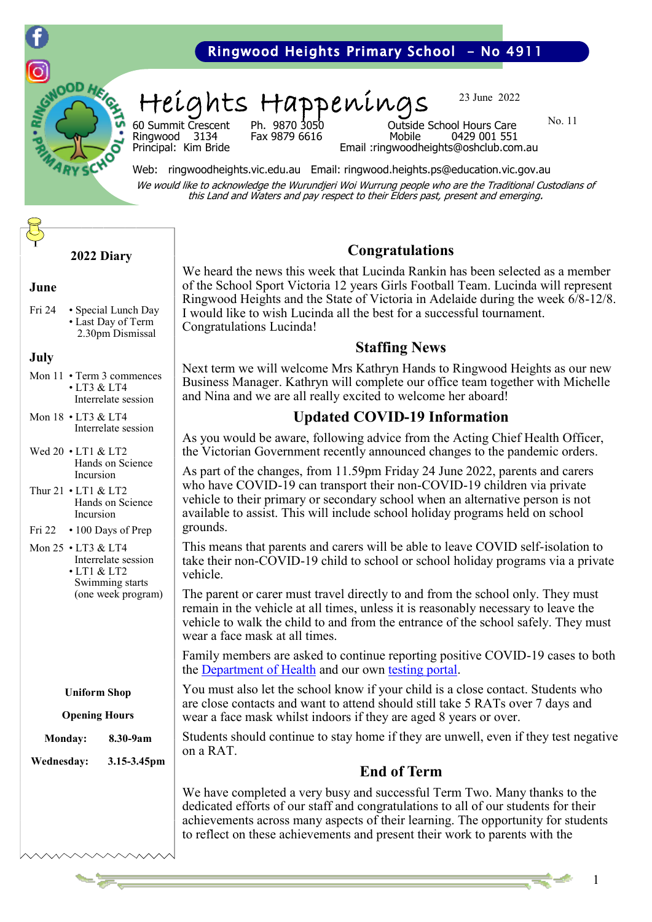Ringwood Heights Primary School – No 4911

# Heights Happenings

23 June 2022

No. 11

60 Summit Crescent
Ringwood 3134
Principal: Kim Bride

Ph. 9870 3050
Fax 9879 6616

Outside School Hours Care
Mobile 0429 001 551
Email :ringwoodheights@oshclub.com.au

Web: ringwoodheights.vic.edu.au Email: ringwood.heights.ps@education.vic.gov.au

*We would like to acknowledge the Wurundjeri Woi Wurrung people who are the Traditional Custodians of this Land and Waters and pay respect to their Elders past, present and emerging.*

## Congratulations

We heard the news this week that Lucinda Rankin has been selected as a member of the School Sport Victoria 12 years Girls Football Team. Lucinda will represent Ringwood Heights and the State of Victoria in Adelaide during the week 6/8-12/8. I would like to wish Lucinda all the best for a successful tournament. Congratulations Lucinda!

## Staffing News

Next term we will welcome Mrs Kathryn Hands to Ringwood Heights as our new Business Manager. Kathryn will complete our office team together with Michelle and Nina and we are all really excited to welcome her aboard!

## Updated COVID-19 Information

As you would be aware, following advice from the Acting Chief Health Officer, the Victorian Government recently announced changes to the pandemic orders.

As part of the changes, from 11.59pm Friday 24 June 2022, parents and carers who have COVID-19 can transport their non-COVID-19 children via private vehicle to their primary or secondary school when an alternative person is not available to assist. This will include school holiday programs held on school grounds.

This means that parents and carers will be able to leave COVID self-isolation to take their non-COVID-19 child to school or school holiday programs via a private vehicle.

The parent or carer must travel directly to and from the school only. They must remain in the vehicle at all times, unless it is reasonably necessary to leave the vehicle to walk the child to and from the entrance of the school safely. They must wear a face mask at all times.

Family members are asked to continue reporting positive COVID-19 cases to both the Department of Health and our own testing portal.

You must also let the school know if your child is a close contact. Students who are close contacts and want to attend should still take 5 RATs over 7 days and wear a face mask whilst indoors if they are aged 8 years or over.

Students should continue to stay home if they are unwell, even if they test negative on a RAT.

## End of Term

We have completed a very busy and successful Term Two. Many thanks to the dedicated efforts of our staff and congratulations to all of our students for their achievements across many aspects of their learning. The opportunity for students to reflect on these achievements and present their work to parents with the

### 2022 Diary

**June**

Fri 24
- Special Lunch Day
- Last Day of Term 2.30pm Dismissal

**July**

Mon 11
- Term 3 commences
- LT3 & LT4 Interrelate session

Mon 18
- LT3 & LT4 Interrelate session

Wed 20
- LT1 & LT2 Hands on Science Incursion

Thur 21
- LT1 & LT2 Hands on Science Incursion

Fri 22
- 100 Days of Prep

Mon 25
- LT3 & LT4 Interrelate session
- LT1 & LT2 Swimming starts (one week program)

**Uniform Shop Opening Hours**

| | |
|---|---|
| **Monday:** | **8.30-9am** |
| **Wednesday:** | **3.15-3.45pm** |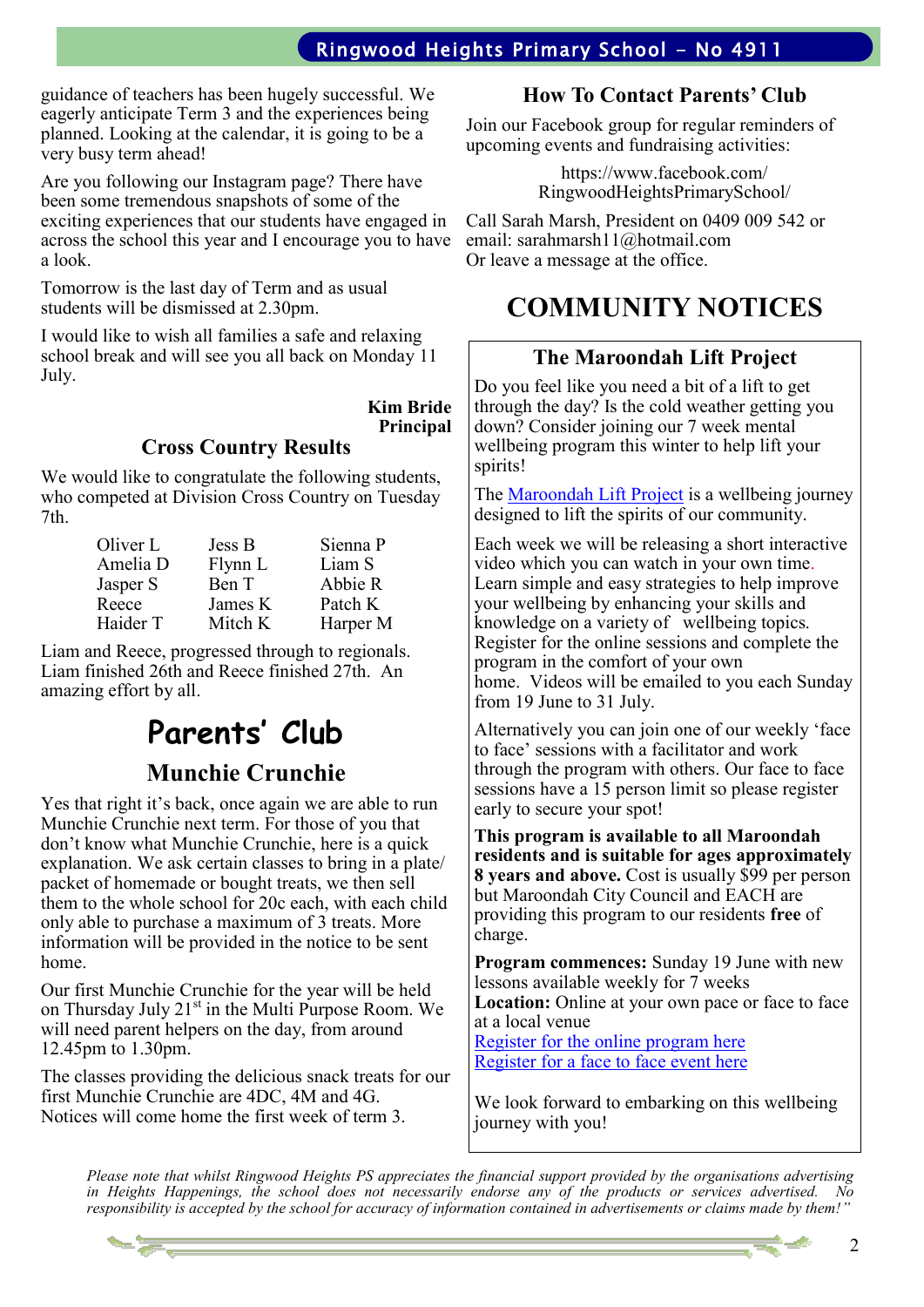guidance of teachers has been hugely successful. We eagerly anticipate Term 3 and the experiences being planned. Looking at the calendar, it is going to be a very busy term ahead!

Are you following our Instagram page? There have been some tremendous snapshots of some of the exciting experiences that our students have engaged in across the school this year and I encourage you to have a look.

Tomorrow is the last day of Term and as usual students will be dismissed at 2.30pm.

I would like to wish all families a safe and relaxing school break and will see you all back on Monday 11 July.

**Kim Bride**
**Principal**

## Cross Country Results

We would like to congratulate the following students, who competed at Division Cross Country on Tuesday 7th.

| | | |
|---|---|---|
| Oliver L | Jess B | Sienna P |
| Amelia D | Flynn L | Liam S |
| Jasper S | Ben T | Abbie R |
| Reece | James K | Patch K |
| Haider T | Mitch K | Harper M |

Liam and Reece, progressed through to regionals. Liam finished 26th and Reece finished 27th. An amazing effort by all.

# Parents' Club

## Munchie Crunchie

Yes that right it's back, once again we are able to run Munchie Crunchie next term. For those of you that don't know what Munchie Crunchie, here is a quick explanation. We ask certain classes to bring in a plate/packet of homemade or bought treats, we then sell them to the whole school for 20c each, with each child only able to purchase a maximum of 3 treats. More information will be provided in the notice to be sent home.

Our first Munchie Crunchie for the year will be held on Thursday July 21st in the Multi Purpose Room. We will need parent helpers on the day, from around 12.45pm to 1.30pm.

The classes providing the delicious snack treats for our first Munchie Crunchie are 4DC, 4M and 4G. Notices will come home the first week of term 3.

## How To Contact Parents' Club

Join our Facebook group for regular reminders of upcoming events and fundraising activities:

https://www.facebook.com/RingwoodHeightsPrimarySchool/

Call Sarah Marsh, President on 0409 009 542 or email: sarahmarsh11@hotmail.com
Or leave a message at the office.

# COMMUNITY NOTICES

## The Maroondah Lift Project

Do you feel like you need a bit of a lift to get through the day? Is the cold weather getting you down? Consider joining our 7 week mental wellbeing program this winter to help lift your spirits!

The Maroondah Lift Project is a wellbeing journey designed to lift the spirits of our community.

Each week we will be releasing a short interactive video which you can watch in your own time. Learn simple and easy strategies to help improve your wellbeing by enhancing your skills and knowledge on a variety of wellbeing topics. Register for the online sessions and complete the program in the comfort of your own home. Videos will be emailed to you each Sunday from 19 June to 31 July.

Alternatively you can join one of our weekly 'face to face' sessions with a facilitator and work through the program with others. Our face to face sessions have a 15 person limit so please register early to secure your spot!

**This program is available to all Maroondah residents and is suitable for ages approximately 8 years and above.** Cost is usually $99 per person but Maroondah City Council and EACH are providing this program to our residents **free** of charge.

**Program commences:** Sunday 19 June with new lessons available weekly for 7 weeks
**Location:** Online at your own pace or face to face at a local venue
Register for the online program here
Register for a face to face event here

We look forward to embarking on this wellbeing journey with you!

*Please note that whilst Ringwood Heights PS appreciates the financial support provided by the organisations advertising in Heights Happenings, the school does not necessarily endorse any of the products or services advertised. No responsibility is accepted by the school for accuracy of information contained in advertisements or claims made by them!"*